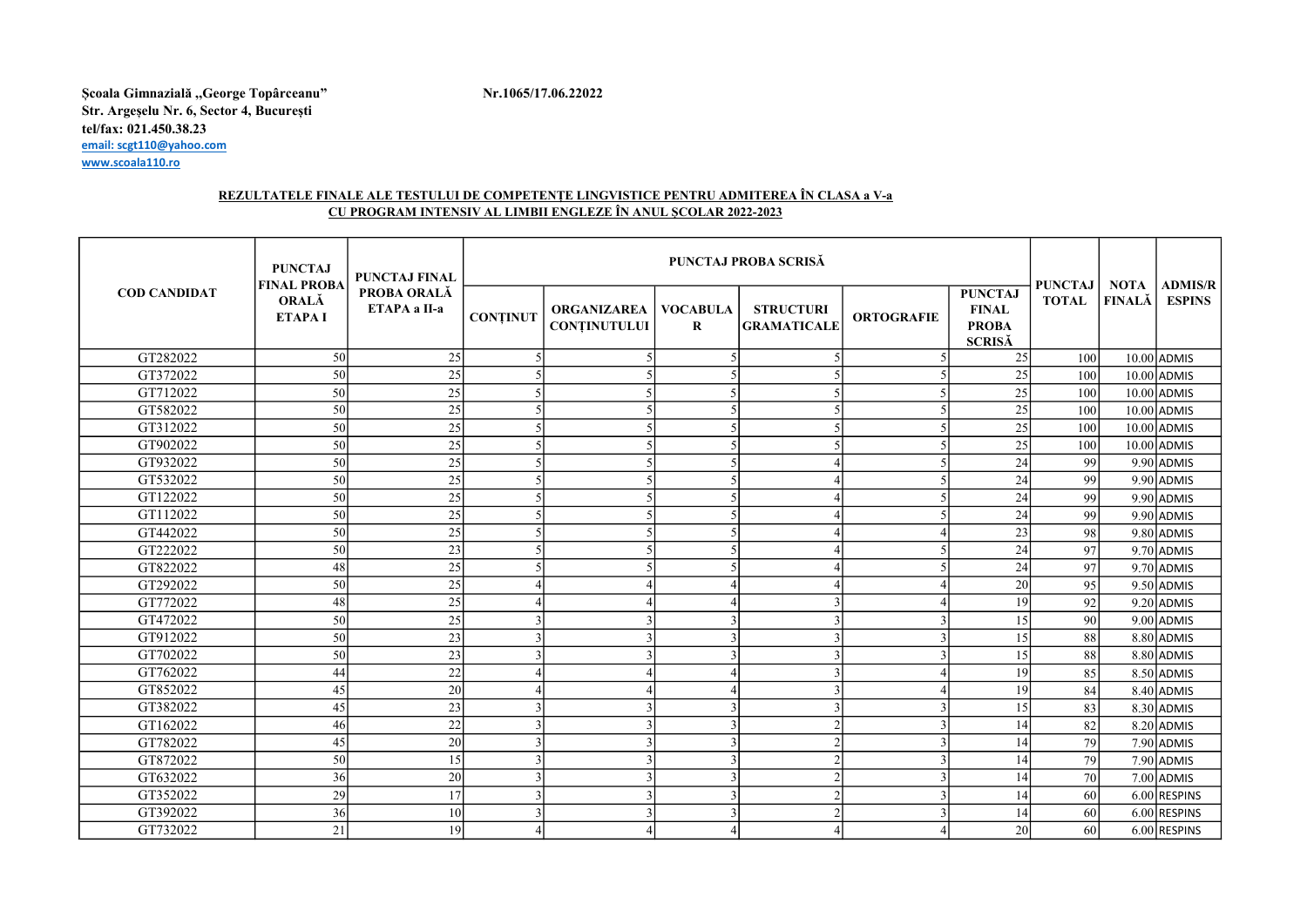**Şcoala Gimnazială ,,George Topârceanu"**
**Str. Argeşelu Nr. 6, Sector 4, Bucureşti**
**tel/fax: 021.450.38.23**
**email: scgt110@yahoo.com**
**www.scoala110.ro**

**Nr.1065/17.06.22022**

**REZULTATELE FINALE ALE TESTULUI DE COMPETENŢE LINGVISTICE PENTRU ADMITEREA ÎN CLASA a V-a CU PROGRAM INTENSIV AL LIMBII ENGLEZE ÎN ANUL ŞCOLAR 2022-2023**

| COD CANDIDAT | PUNCTAJ FINAL PROBA ORALĂ ETAPA I | PUNCTAJ FINAL PROBA ORALĂ ETAPA a II-a | PUNCTAJ PROBA SCRISĂ | | | | | | PUNCTAJ TOTAL | NOTA FINALĂ | ADMIS/RESPINS |
|---|---|---|---|---|---|---|---|---|---|---|---|
| | | | CONŢINUT | ORGANIZAREA CONŢINUTULUI | VOCABULAR | STRUCTURI GRAMATICALE | ORTOGRAFIE | PUNCTAJ FINAL PROBA SCRISĂ | | | |
| GT282022 | 50 | 25 | 5 | 5 | 5 | 5 | 5 | 25 | 100 | 10.00 | ADMIS |
| GT372022 | 50 | 25 | 5 | 5 | 5 | 5 | 5 | 25 | 100 | 10.00 | ADMIS |
| GT712022 | 50 | 25 | 5 | 5 | 5 | 5 | 5 | 25 | 100 | 10.00 | ADMIS |
| GT582022 | 50 | 25 | 5 | 5 | 5 | 5 | 5 | 25 | 100 | 10.00 | ADMIS |
| GT312022 | 50 | 25 | 5 | 5 | 5 | 5 | 5 | 25 | 100 | 10.00 | ADMIS |
| GT902022 | 50 | 25 | 5 | 5 | 5 | 5 | 5 | 25 | 100 | 10.00 | ADMIS |
| GT932022 | 50 | 25 | 5 | 5 | 5 | 4 | 5 | 24 | 99 | 9.90 | ADMIS |
| GT532022 | 50 | 25 | 5 | 5 | 5 | 4 | 5 | 24 | 99 | 9.90 | ADMIS |
| GT122022 | 50 | 25 | 5 | 5 | 5 | 4 | 5 | 24 | 99 | 9.90 | ADMIS |
| GT112022 | 50 | 25 | 5 | 5 | 5 | 4 | 5 | 24 | 99 | 9.90 | ADMIS |
| GT442022 | 50 | 25 | 5 | 5 | 5 | 4 | 4 | 23 | 98 | 9.80 | ADMIS |
| GT222022 | 50 | 23 | 5 | 5 | 5 | 4 | 5 | 24 | 97 | 9.70 | ADMIS |
| GT822022 | 48 | 25 | 5 | 5 | 5 | 4 | 5 | 24 | 97 | 9.70 | ADMIS |
| GT292022 | 50 | 25 | 4 | 4 | 4 | 4 | 4 | 20 | 95 | 9.50 | ADMIS |
| GT772022 | 48 | 25 | 4 | 4 | 4 | 3 | 4 | 19 | 92 | 9.20 | ADMIS |
| GT472022 | 50 | 25 | 3 | 3 | 3 | 3 | 3 | 15 | 90 | 9.00 | ADMIS |
| GT912022 | 50 | 23 | 3 | 3 | 3 | 3 | 3 | 15 | 88 | 8.80 | ADMIS |
| GT702022 | 50 | 23 | 3 | 3 | 3 | 3 | 3 | 15 | 88 | 8.80 | ADMIS |
| GT762022 | 44 | 22 | 4 | 4 | 4 | 3 | 4 | 19 | 85 | 8.50 | ADMIS |
| GT852022 | 45 | 20 | 4 | 4 | 4 | 3 | 4 | 19 | 84 | 8.40 | ADMIS |
| GT382022 | 45 | 23 | 3 | 3 | 3 | 3 | 3 | 15 | 83 | 8.30 | ADMIS |
| GT162022 | 46 | 22 | 3 | 3 | 3 | 2 | 3 | 14 | 82 | 8.20 | ADMIS |
| GT782022 | 45 | 20 | 3 | 3 | 3 | 2 | 3 | 14 | 79 | 7.90 | ADMIS |
| GT872022 | 50 | 15 | 3 | 3 | 3 | 2 | 3 | 14 | 79 | 7.90 | ADMIS |
| GT632022 | 36 | 20 | 3 | 3 | 3 | 2 | 3 | 14 | 70 | 7.00 | ADMIS |
| GT352022 | 29 | 17 | 3 | 3 | 3 | 2 | 3 | 14 | 60 | 6.00 | RESPINS |
| GT392022 | 36 | 10 | 3 | 3 | 3 | 2 | 3 | 14 | 60 | 6.00 | RESPINS |
| GT732022 | 21 | 19 | 4 | 4 | 4 | 4 | 4 | 20 | 60 | 6.00 | RESPINS |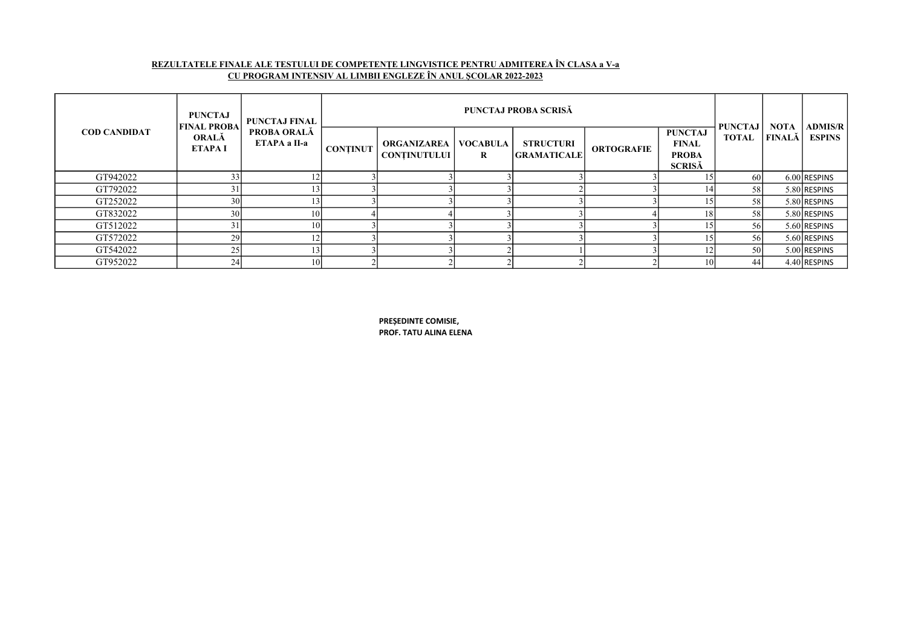**REZULTATELE FINALE ALE TESTULUI DE COMPETENȚE LINGVISTICE PENTRU ADMITEREA ÎN CLASA a V-a CU PROGRAM INTENSIV AL LIMBII ENGLEZE ÎN ANUL ŞCOLAR 2022-2023**

| COD CANDIDAT | PUNCTAJ FINAL PROBA ORALĂ ETAPA I | PUNCTAJ FINAL PROBA ORALĂ ETAPA a II-a | PUNCTAJ PROBA SCRISĂ | | | | | | PUNCTAJ TOTAL | NOTA FINALĂ | ADMIS/RESPINS |
|---|---|---|---|---|---|---|---|---|---|---|---|
| | | | CONȚINUT | ORGANIZAREA CONȚINUTULUI | VOCABULAR | STRUCTURI GRAMATICALE | ORTOGRAFIE | PUNCTAJ FINAL PROBA SCRISĂ | | | |
| GT942022 | 33 | 12 | 3 | 3 | 3 | 3 | 3 | 15 | 60 | 6.00 | RESPINS |
| GT792022 | 31 | 13 | 3 | 3 | 3 | 2 | 3 | 14 | 58 | 5.80 | RESPINS |
| GT252022 | 30 | 13 | 3 | 3 | 3 | 3 | 3 | 15 | 58 | 5.80 | RESPINS |
| GT832022 | 30 | 10 | 4 | 4 | 3 | 3 | 4 | 18 | 58 | 5.80 | RESPINS |
| GT512022 | 31 | 10 | 3 | 3 | 3 | 3 | 3 | 15 | 56 | 5.60 | RESPINS |
| GT572022 | 29 | 12 | 3 | 3 | 3 | 3 | 3 | 15 | 56 | 5.60 | RESPINS |
| GT542022 | 25 | 13 | 3 | 3 | 2 | 1 | 3 | 12 | 50 | 5.00 | RESPINS |
| GT952022 | 24 | 10 | 2 | 2 | 2 | 2 | 2 | 10 | 44 | 4.40 | RESPINS |

**PREȘEDINTE COMISIE,**
**PROF. TATU ALINA ELENA**